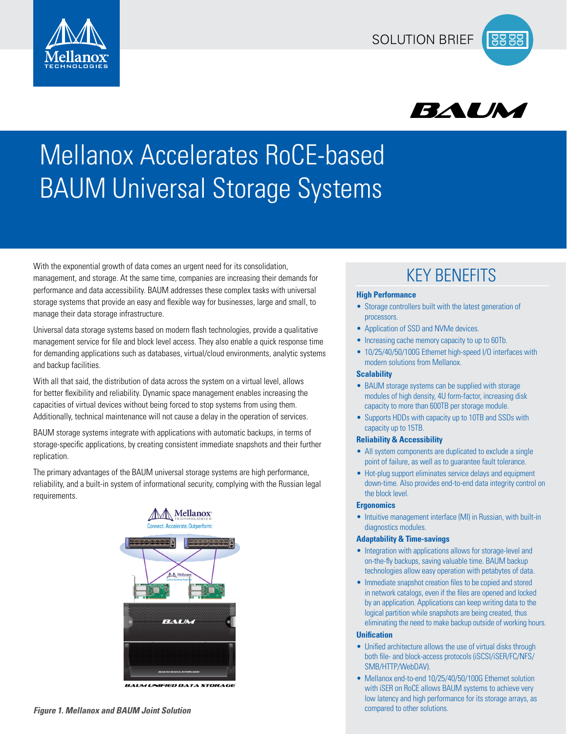SOLUTION BRIEF

# Mellanox Accelerates RoCE-based BAUM Universal Storage Systems

With the exponential growth of data comes an urgent need for its consolidation, management, and storage. At the same time, companies are increasing their demands for performance and data accessibility. BAUM addresses these complex tasks with universal storage systems that provide an easy and flexible way for businesses, large and small, to manage their data storage infrastructure.

Universal data storage systems based on modern flash technologies, provide a qualitative management service for file and block level access. They also enable a quick response time for demanding applications such as databases, virtual/cloud environments, analytic systems and backup facilities.

With all that said, the distribution of data across the system on a virtual level, allows for better flexibility and reliability. Dynamic space management enables increasing the capacities of virtual devices without being forced to stop systems from using them. Additionally, technical maintenance will not cause a delay in the operation of services.

BAUM storage systems integrate with applications with automatic backups, in terms of storage-specific applications, by creating consistent immediate snapshots and their further replication.

The primary advantages of the BAUM universal storage systems are high performance, reliability, and a built-in system of informational security, complying with the Russian legal requirements.

*Figure 1. Mellanox and BAUM Joint Solution*

## KEY BENEFITS

### High Performance

- Storage controllers built with the latest generation of processors.
- Application of SSD and NVMe devices.
- Increasing cache memory capacity to up to 60Tb.
- 10/25/40/50/100G Ethernet high-speed I/O interfaces with modern solutions from Mellanox.

### Scalability

- BAUM storage systems can be supplied with storage modules of high density, 4U form-factor, increasing disk capacity to more than 600TB per storage module.
- Supports HDDs with capacity up to 10TB and SSDs with capacity up to 15TB.

### Reliability & Accessibility

- All system components are duplicated to exclude a single point of failure, as well as to guarantee fault tolerance.
- Hot-plug support eliminates service delays and equipment down-time. Also provides end-to-end data integrity control on the block level.

### Ergonomics

- Intuitive management interface (MI) in Russian, with built-in diagnostics modules.

### Adaptability & Time-savings

- Integration with applications allows for storage-level and on-the-fly backups, saving valuable time. BAUM backup technologies allow easy operation with petabytes of data.
- Immediate snapshot creation files to be copied and stored in network catalogs, even if the files are opened and locked by an application. Applications can keep writing data to the logical partition while snapshots are being created, thus eliminating the need to make backup outside of working hours.

### Unification

- Unified architecture allows the use of virtual disks through both file- and block-access protocols (iSCSI/iSER/FC/NFS/SMB/HTTP/WebDAV).
- Mellanox end-to-end 10/25/40/50/100G Ethernet solution with iSER on RoCE allows BAUM systems to achieve very low latency and high performance for its storage arrays, as compared to other solutions.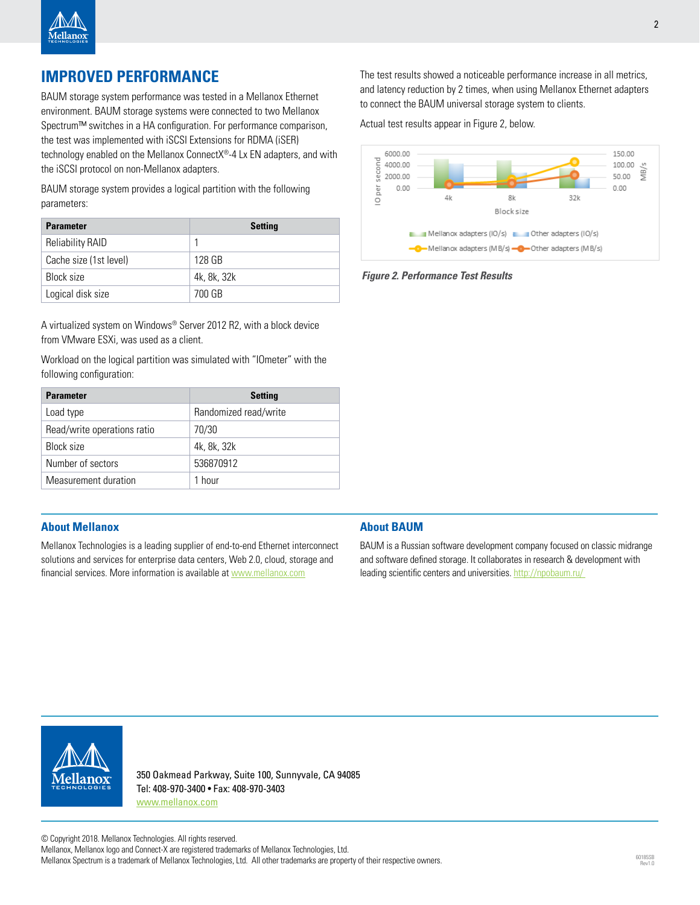## IMPROVED PERFORMANCE

BAUM storage system performance was tested in a Mellanox Ethernet environment. BAUM storage systems were connected to two Mellanox Spectrum™ switches in a HA configuration. For performance comparison, the test was implemented with iSCSI Extensions for RDMA (iSER) technology enabled on the Mellanox ConnectX®-4 Lx EN adapters, and with the iSCSI protocol on non-Mellanox adapters.

BAUM storage system provides a logical partition with the following parameters:

| Parameter | Setting |
|---|---|
| Reliability RAID | 1 |
| Cache size (1st level) | 128 GB |
| Block size | 4k, 8k, 32k |
| Logical disk size | 700 GB |

A virtualized system on Windows® Server 2012 R2, with a block device from VMware ESXi, was used as a client.

Workload on the logical partition was simulated with "IOmeter" with the following configuration:

| Parameter | Setting |
|---|---|
| Load type | Randomized read/write |
| Read/write operations ratio | 70/30 |
| Block size | 4k, 8k, 32k |
| Number of sectors | 536870912 |
| Measurement duration | 1 hour |

The test results showed a noticeable performance increase in all metrics, and latency reduction by 2 times, when using Mellanox Ethernet adapters to connect the BAUM universal storage system to clients.

Actual test results appear in Figure 2, below.

IO per second
6000.00
4000.00
2000.00
0.00
4k
8k
32k
Block size
150.00
100.00
50.00
0.00
MB/s
Mellanox adapters (IO/s)
Other adapters (IO/s)
Mellanox adapters (MB/s)
Other adapters (MB/s)

*Figure 2. Performance Test Results*

### About Mellanox

Mellanox Technologies is a leading supplier of end-to-end Ethernet interconnect solutions and services for enterprise data centers, Web 2.0, cloud, storage and financial services. More information is available at www.mellanox.com

### About BAUM

BAUM is a Russian software development company focused on classic midrange and software defined storage. It collaborates in research & development with leading scientific centers and universities. http://npobaum.ru/

350 Oakmead Parkway, Suite 100, Sunnyvale, CA 94085
Tel: 408-970-3400 • Fax: 408-970-3403
www.mellanox.com

© Copyright 2018. Mellanox Technologies. All rights reserved.
Mellanox, Mellanox logo and Connect-X are registered trademarks of Mellanox Technologies, Ltd.
Mellanox Spectrum is a trademark of Mellanox Technologies, Ltd. All other trademarks are property of their respective owners.

60185SB
Rev1.0